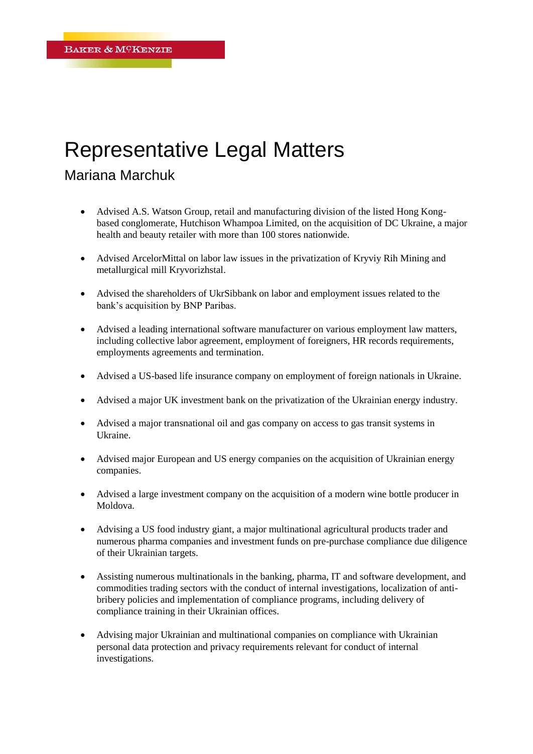Baker & McKenzie

# Representative Legal Matters

## Mariana Marchuk

- Advised A.S. Watson Group, retail and manufacturing division of the listed Hong Kong-based conglomerate, Hutchison Whampoa Limited, on the acquisition of DC Ukraine, a major health and beauty retailer with more than 100 stores nationwide.

- Advised ArcelorMittal on labor law issues in the privatization of Kryviy Rih Mining and metallurgical mill Kryvorizhstal.

- Advised the shareholders of UkrSibbank on labor and employment issues related to the bank's acquisition by BNP Paribas.

- Advised a leading international software manufacturer on various employment law matters, including collective labor agreement, employment of foreigners, HR records requirements, employments agreements and termination.

- Advised a US-based life insurance company on employment of foreign nationals in Ukraine.

- Advised a major UK investment bank on the privatization of the Ukrainian energy industry.

- Advised a major transnational oil and gas company on access to gas transit systems in Ukraine.

- Advised major European and US energy companies on the acquisition of Ukrainian energy companies.

- Advised a large investment company on the acquisition of a modern wine bottle producer in Moldova.

- Advising a US food industry giant, a major multinational agricultural products trader and numerous pharma companies and investment funds on pre-purchase compliance due diligence of their Ukrainian targets.

- Assisting numerous multinationals in the banking, pharma, IT and software development, and commodities trading sectors with the conduct of internal investigations, localization of anti-bribery policies and implementation of compliance programs, including delivery of compliance training in their Ukrainian offices.

- Advising major Ukrainian and multinational companies on compliance with Ukrainian personal data protection and privacy requirements relevant for conduct of internal investigations.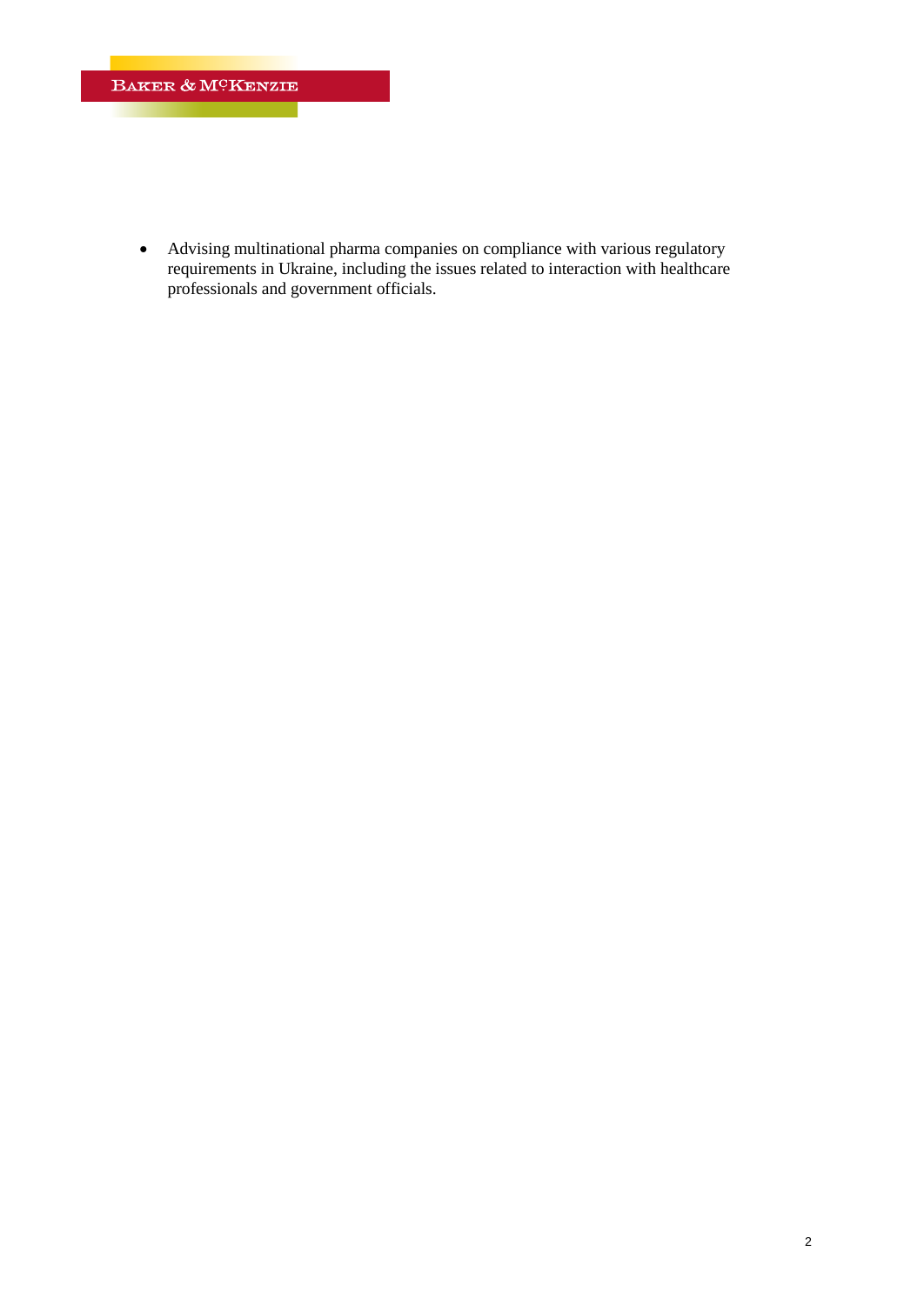- Advising multinational pharma companies on compliance with various regulatory requirements in Ukraine, including the issues related to interaction with healthcare professionals and government officials.